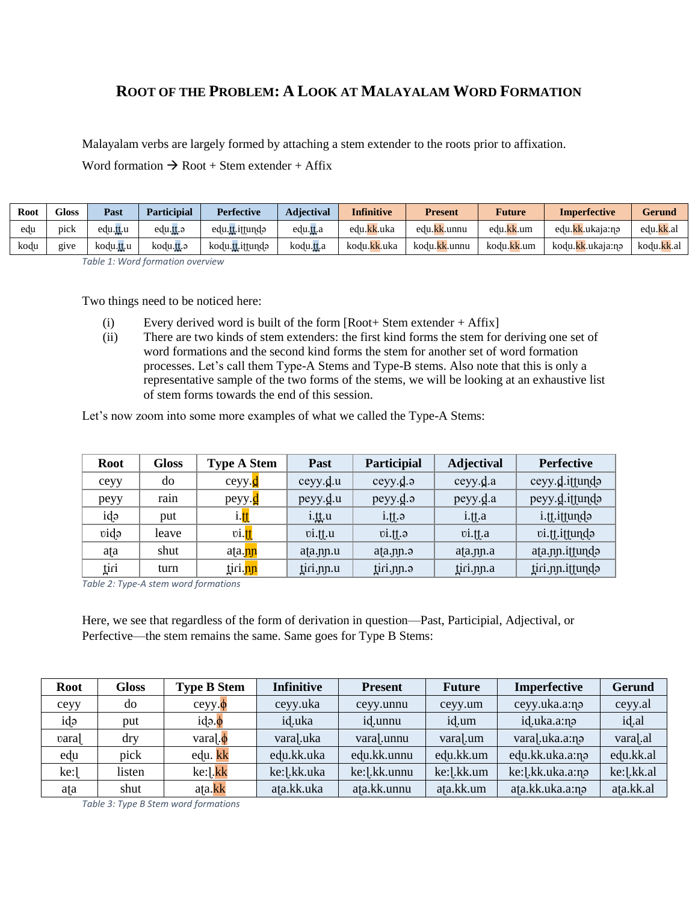# ROOT OF THE PROBLEM: A LOOK AT MALAYALAM WORD FORMATION

Malayalam verbs are largely formed by attaching a stem extender to the roots prior to affixation.

Word formation → Root + Stem extender + Affix

| Root | Gloss | Past | Participial | Perfective | Adjectival | Infinitive | Present | Future | Imperfective | Gerund |
|---|---|---|---|---|---|---|---|---|---|---|
| eḍu | pick | eḍu.ṯṯ.u | eḍu.ṯṯ.ə | eḍu.ṯṯ.iʈʈuṇḍə | eḍu.ṯṯ.a | eḍu.kk.uka | eḍu.kk.unnu | eḍu.kk.um | eḍu.kk.ukaja:ɳə | eḍu.kk.al |
| koḍu | give | koḍu.ṯṯ.u | koḍu.ṯṯ.ə | koḍu.ṯṯ.iʈʈuṇḍə | koḍu.ṯṯ.a | koḍu.kk.uka | koḍu.kk.unnu | koḍu.kk.um | koḍu.kk.ukaja:ɳə | koḍu.kk.al |

*Table 1: Word formation overview*

Two things need to be noticed here:

(i) Every derived word is built of the form [Root+ Stem extender + Affix]

(ii) There are two kinds of stem extenders: the first kind forms the stem for deriving one set of word formations and the second kind forms the stem for another set of word formation processes. Let's call them Type-A Stems and Type-B stems. Also note that this is only a representative sample of the two forms of the stems, we will be looking at an exhaustive list of stem forms towards the end of this session.

Let's now zoom into some more examples of what we called the Type-A Stems:

| Root | Gloss | Type A Stem | Past | Participial | Adjectival | Perfective |
|---|---|---|---|---|---|---|
| ceyy | do | ceyy.ḏ | ceyy.ḏ.u | ceyy.ḏ.ə | ceyy.ḏ.a | ceyy.ḏ.iʈʈuṇḍə |
| peyy | rain | peyy.ḏ | peyy.ḏ.u | peyy.ḏ.ə | peyy.ḏ.a | peyy.ḏ.iʈʈuṇḍə |
| iḍə | put | i.ʈʈ | i.ʈʈ.u | i.ʈʈ.ə | i.ʈʈ.a | i.ʈʈ.iʈʈuṇḍə |
| ʋiḍə | leave | ʋi.ʈʈ | ʋi.ʈʈ.u | ʋi.ʈʈ.ə | ʋi.ʈʈ.a | ʋi.ʈʈ.iʈʈuṇḍə |
| aʈa | shut | aʈa.ɲɲ | aʈa.ɲɲ.u | aʈa.ɲɲ.ə | aʈa.ɲɲ.a | aʈa.ɲɲ.iʈʈuṇḍə |
| ṯiɾi | turn | ṯiɾi.ɲɲ | ṯiɾi.ɲɲ.u | ṯiɾi.ɲɲ.ə | ṯiɾi.ɲɲ.a | ṯiɾi.ɲɲ.iʈʈuṇḍə |

*Table 2: Type-A stem word formations*

Here, we see that regardless of the form of derivation in question—Past, Participial, Adjectival, or Perfective—the stem remains the same. Same goes for Type B Stems:

| Root | Gloss | Type B Stem | Infinitive | Present | Future | Imperfective | Gerund |
|---|---|---|---|---|---|---|---|
| ceyy | do | ceyy.ϕ | ceyy.uka | ceyy.unnu | ceyy.um | ceyy.uka.a:ɳə | ceyy.al |
| iḍə | put | iḍə.ϕ | iḍ.uka | iḍ.unnu | iḍ.um | iḍ.uka.a:ɳə | iḍ.al |
| ʋaraḷ | dry | varaḷ.ϕ | varaḷ.uka | varaḷ.unnu | varaḷ.um | varaḷ.uka.a:ɳə | varaḷ.al |
| eḍu | pick | eḍu. kk | eḍu.kk.uka | eḍu.kk.unnu | eḍu.kk.um | eḍu.kk.uka.a:ɳə | eḍu.kk.al |
| ke:ḷ | listen | ke:ḷ.kk | ke:ḷ.kk.uka | ke:ḷ.kk.unnu | ke:ḷ.kk.um | ke:ḷ.kk.uka.a:ɳə | ke:ḷ.kk.al |
| aʈa | shut | aʈa.kk | aʈa.kk.uka | aʈa.kk.unnu | aʈa.kk.um | aʈa.kk.uka.a:ɳə | aʈa.kk.al |

*Table 3: Type B Stem word formations*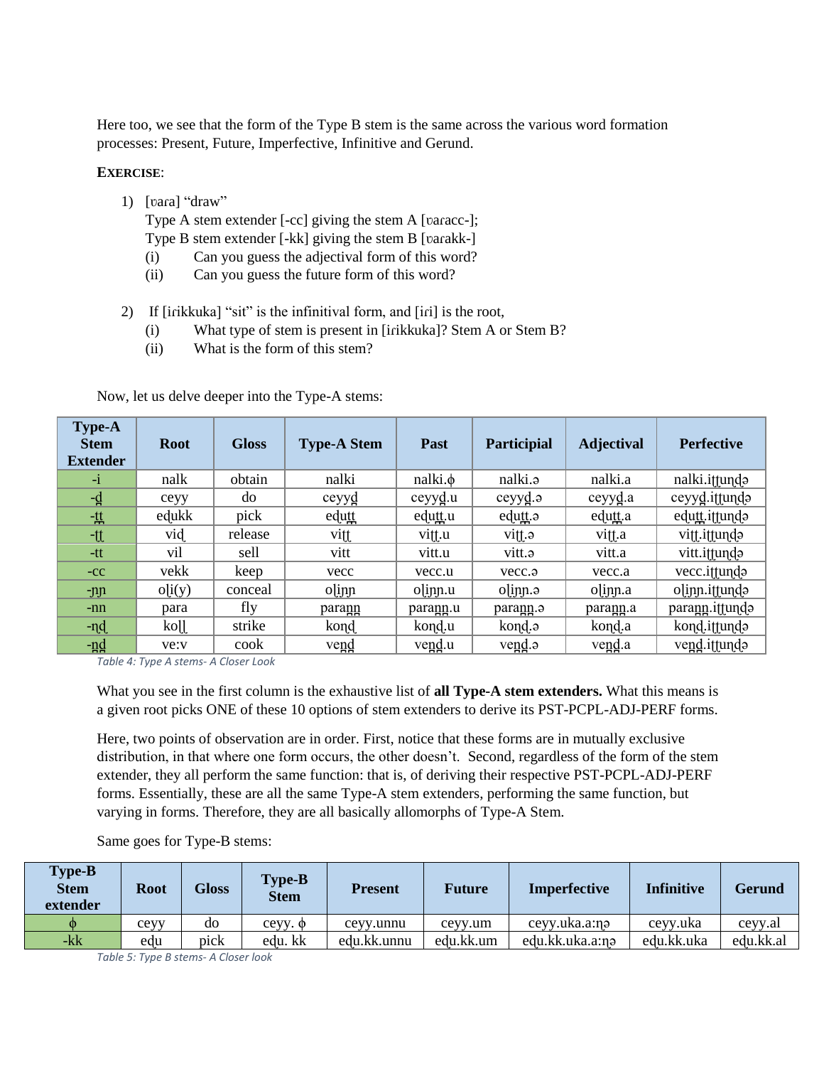Here too, we see that the form of the Type B stem is the same across the various word formation processes: Present, Future, Imperfective, Infinitive and Gerund.

**EXERCISE**:

1) [ʋaɾa] "draw"
   Type A stem extender [-cc] giving the stem A [ʋaɾacc-];
   Type B stem extender [-kk] giving the stem B [ʋaɾakk-]
   (i) Can you guess the adjectival form of this word?
   (ii) Can you guess the future form of this word?

2) If [iɾikkuka] "sit" is the infinitival form, and [iɾi] is the root,
   (i) What type of stem is present in [iɾikkuka]? Stem A or Stem B?
   (ii) What is the form of this stem?

Now, let us delve deeper into the Type-A stems:

| Type-A Stem Extender | Root | Gloss | Type-A Stem | Past | Participial | Adjectival | Perfective |
|---|---|---|---|---|---|---|---|
| -i | nalk | obtain | nalki | nalki.ϕ | nalki.ə | nalki.a | nalki.iʈʈuɳɖə |
| -d̪ | ceyy | do | ceyyd̪ | ceyyd̪.u | ceyyd̪.ə | ceyyd̪.a | ceyyd̪.iʈʈuɳɖə |
| -t̪t̪ | eɖukk | pick | eɖut̪t̪ | eɖut̪t̪.u | eɖut̪t̪.ə | eɖut̪t̪.a | eɖut̪t̪.iʈʈuɳɖə |
| -ʈʈ | viɖ | release | viʈʈ | viʈʈ.u | viʈʈ.ə | viʈʈ.a | viʈʈ.iʈʈuɳɖə |
| -tt | vil | sell | vitt | vitt.u | vitt.ə | vitt.a | vitt.iʈʈuɳɖə |
| -cc | vekk | keep | vecc | vecc.u | vecc.ə | vecc.a | vecc.iʈʈuɳɖə |
| -ɲɲ | oɭi(y) | conceal | oɭiɲɲ | oɭiɲɲ.u | oɭiɲɲ.ə | oɭiɲɲ.a | oɭiɲɲ.iʈʈuɳɖə |
| -nn | para | fly | paran̪n̪ | paran̪n̪.u | paran̪n̪.ə | paran̪n̪.a | paran̪n̪.iʈʈuɳɖə |
| -ɳɖ | koɭɭ | strike | koɳɖ | koɳɖ.u | koɳɖ.ə | koɳɖ.a | koɳɖ.iʈʈuɳɖə |
| -n̪d̪ | ve:v | cook | ven̪d̪ | ven̪d̪.u | ven̪d̪.ə | ven̪d̪.a | ven̪d̪.iʈʈuɳɖə |

*Table 4: Type A stems- A Closer Look*

What you see in the first column is the exhaustive list of **all Type-A stem extenders.** What this means is a given root picks ONE of these 10 options of stem extenders to derive its PST-PCPL-ADJ-PERF forms.

Here, two points of observation are in order. First, notice that these forms are in mutually exclusive distribution, in that where one form occurs, the other doesn't. Second, regardless of the form of the stem extender, they all perform the same function: that is, of deriving their respective PST-PCPL-ADJ-PERF forms. Essentially, these are all the same Type-A stem extenders, performing the same function, but varying in forms. Therefore, they are all basically allomorphs of Type-A Stem.

Same goes for Type-B stems:

| Type-B Stem extender | Root | Gloss | Type-B Stem | Present | Future | Imperfective | Infinitive | Gerund |
|---|---|---|---|---|---|---|---|---|
| ϕ | ceyy | do | ceyy. ϕ | ceyy.unnu | ceyy.um | ceyy.uka.a:ɳə | ceyy.uka | ceyy.al |
| -kk | eɖu | pick | eɖu. kk | eɖu.kk.unnu | eɖu.kk.um | eɖu.kk.uka.a:ɳə | eɖu.kk.uka | eɖu.kk.al |

*Table 5: Type B stems- A Closer look*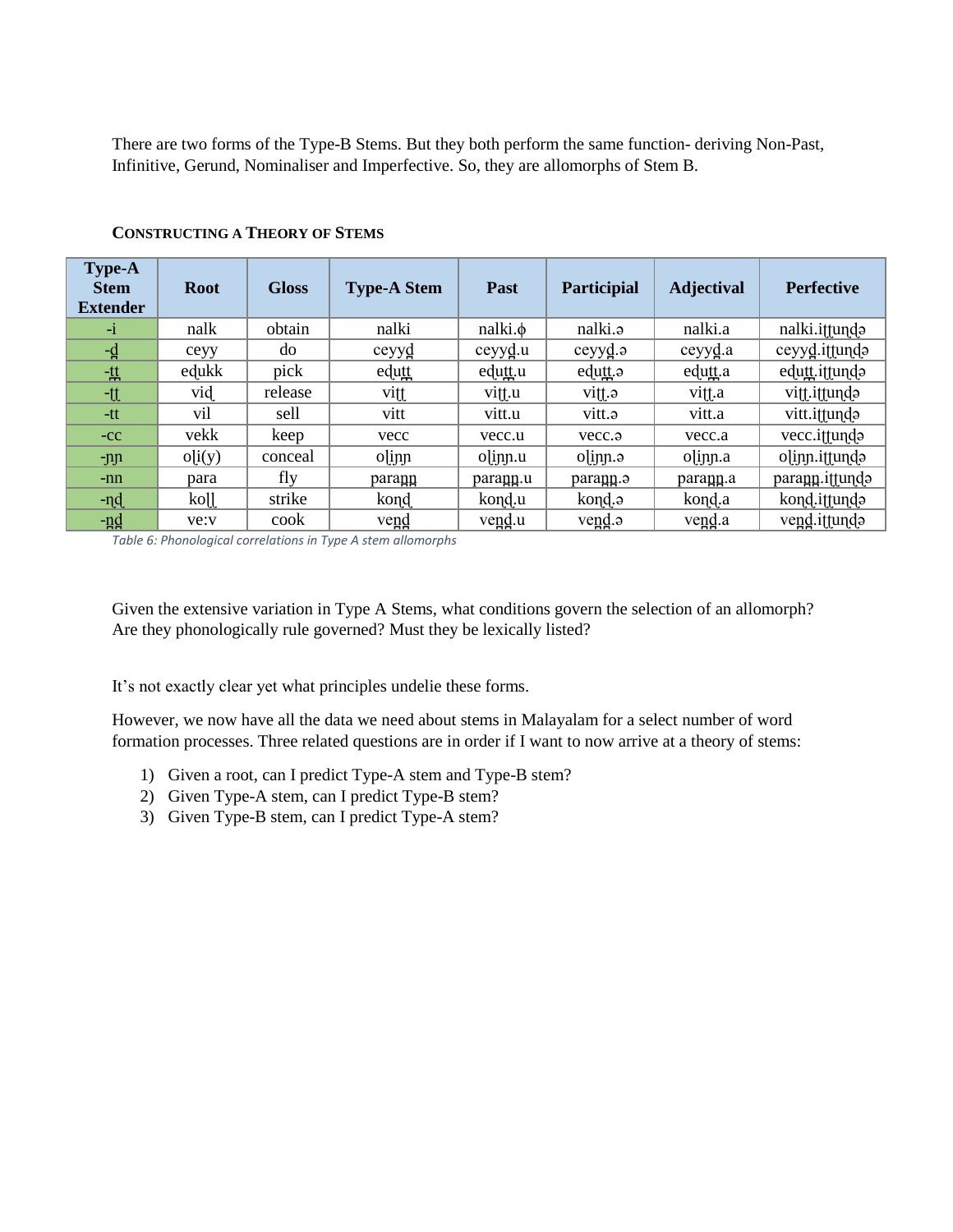There are two forms of the Type-B Stems. But they both perform the same function- deriving Non-Past, Infinitive, Gerund, Nominaliser and Imperfective. So, they are allomorphs of Stem B.

**CONSTRUCTING A THEORY OF STEMS**

| Type-A Stem Extender | Root | Gloss | Type-A Stem | Past | Participial | Adjectival | Perfective |
|---|---|---|---|---|---|---|---|
| -i | nalk | obtain | nalki | nalki.ϕ | nalki.ə | nalki.a | nalki.iṯṯuṇḍə |
| -d̪ | ceyy | do | ceyyd̪ | ceyyd̪.u | ceyyd̪.ə | ceyyd̪.a | ceyyd̪.iṯṯuṇḍə |
| -t̪t̪ | eḍukk | pick | eḍut̪t̪ | eḍut̪t̪.u | eḍut̪t̪.ə | eḍut̪t̪.a | eḍut̪t̪.iṯṯuṇḍə |
| -ṯṯ | viḍ | release | viṯṯ | viṯṯ.u | viṯṯ.ə | viṯṯ.a | viṯṯ.iṯṯuṇḍə |
| -tt | vil | sell | vitt | vitt.u | vitt.ə | vitt.a | vitt.iṯṯuṇḍə |
| -cc | vekk | keep | vecc | vecc.u | vecc.ə | vecc.a | vecc.iṯṯuṇḍə |
| -ɲɲ | oḷi(y) | conceal | oḷiɲɲ | oḷiɲɲ.u | oḷiɲɲ.ə | oḷiɲɲ.a | oḷiɲɲ.iṯṯuṇḍə |
| -nn | para | fly | paran̪n̪ | paran̪n̪.u | paran̪n̪.ə | paran̪n̪.a | paran̪n̪.iṯṯuṇḍə |
| -ṇḍ | koḷḷ | strike | koṇḍ | koṇḍ.u | koṇḍ.ə | koṇḍ.a | koṇḍ.iṯṯuṇḍə |
| -n̪d̪ | ve:v | cook | ven̪d̪ | ven̪d̪.u | ven̪d̪.ə | ven̪d̪.a | ven̪d̪.iṯṯuṇḍə |

*Table 6: Phonological correlations in Type A stem allomorphs*

Given the extensive variation in Type A Stems, what conditions govern the selection of an allomorph? Are they phonologically rule governed? Must they be lexically listed?

It's not exactly clear yet what principles undelie these forms.

However, we now have all the data we need about stems in Malayalam for a select number of word formation processes. Three related questions are in order if I want to now arrive at a theory of stems:

1) Given a root, can I predict Type-A stem and Type-B stem?
2) Given Type-A stem, can I predict Type-B stem?
3) Given Type-B stem, can I predict Type-A stem?